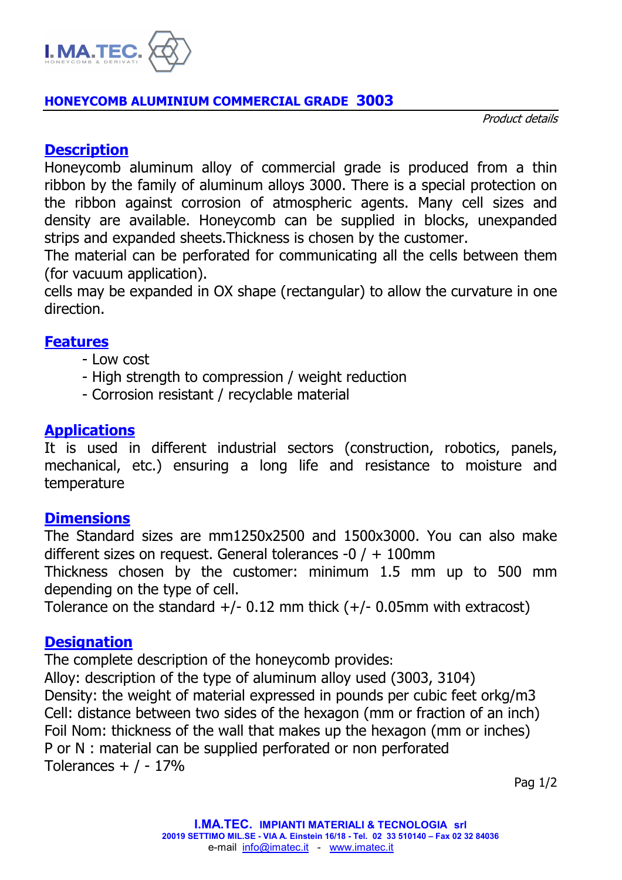# HONEYCOMB ALUMINIUM COMMERCIAL GRADE 3003

*Product details*

## Description

Honeycomb aluminum alloy of commercial grade is produced from a thin ribbon by the family of aluminum alloys 3000. There is a special protection on the ribbon against corrosion of atmospheric agents. Many cell sizes and density are available. Honeycomb can be supplied in blocks, unexpanded strips and expanded sheets.Thickness is chosen by the customer.

The material can be perforated for communicating all the cells between them (for vacuum application).

cells may be expanded in OX shape (rectangular) to allow the curvature in one direction.

## Features

- Low cost
- High strength to compression / weight reduction
- Corrosion resistant / recyclable material

## Applications

It is used in different industrial sectors (construction, robotics, panels, mechanical, etc.) ensuring a long life and resistance to moisture and temperature

## Dimensions

The Standard sizes are mm1250x2500 and 1500x3000. You can also make different sizes on request. General tolerances -0 / + 100mm

Thickness chosen by the customer: minimum 1.5 mm up to 500 mm depending on the type of cell.

Tolerance on the standard +/- 0.12 mm thick (+/- 0.05mm with extracost)

## Designation

The complete description of the honeycomb provides:

Alloy: description of the type of aluminum alloy used (3003, 3104)

Density: the weight of material expressed in pounds per cubic feet orkg/m3

Cell: distance between two sides of the hexagon (mm or fraction of an inch)

Foil Nom: thickness of the wall that makes up the hexagon (mm or inches)

P or N : material can be supplied perforated or non perforated

Tolerances + / - 17%

**I.MA.TEC. IMPIANTI MATERIALI & TECNOLOGIA srl**
**20019 SETTIMO MIL.SE - VIA A. Einstein 16/18 - Tel. 02 33 510140 – Fax 02 32 84036**
e-mail info@imatec.it - www.imatec.it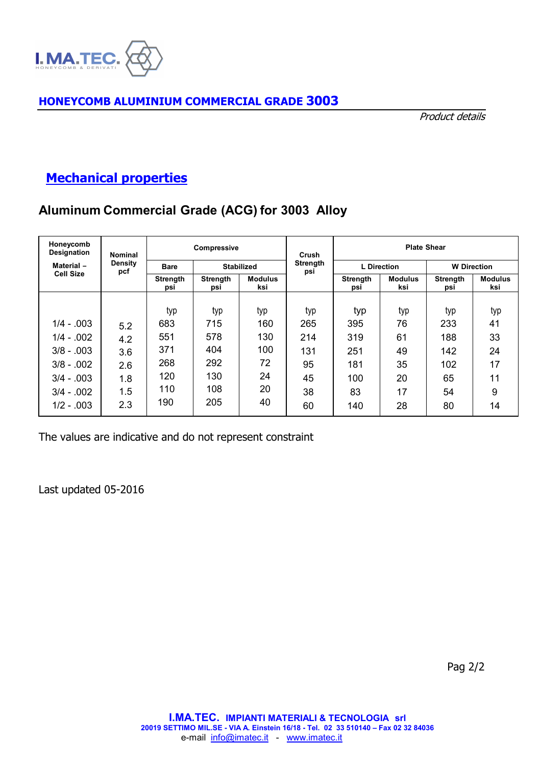## HONEYCOMB ALUMINIUM COMMERCIAL GRADE 3003

*Product details*

## Mechanical properties

### Aluminum Commercial Grade (ACG) for 3003 Alloy

| Honeycomb Designation Material – Cell Size | Nominal Density pcf | Compressive | | | Crush Strength psi | Plate Shear | | | |
|---|---|---|---|---|---|---|---|---|---|
| | | Bare | Stabilized | | | L Direction | | W Direction | |
| | | Strength psi | Strength psi | Modulus ksi | | Strength psi | Modulus ksi | Strength psi | Modulus ksi |
| | | typ | typ | typ | typ | typ | typ | typ | typ |
| 1/4 - .003 | 5.2 | 683 | 715 | 160 | 265 | 395 | 76 | 233 | 41 |
| 1/4 - .002 | 4.2 | 551 | 578 | 130 | 214 | 319 | 61 | 188 | 33 |
| 3/8 - .003 | 3.6 | 371 | 404 | 100 | 131 | 251 | 49 | 142 | 24 |
| 3/8 - .002 | 2.6 | 268 | 292 | 72 | 95 | 181 | 35 | 102 | 17 |
| 3/4 - .003 | 1.8 | 120 | 130 | 24 | 45 | 100 | 20 | 65 | 11 |
| 3/4 - .002 | 1.5 | 110 | 108 | 20 | 38 | 83 | 17 | 54 | 9 |
| 1/2 - .003 | 2.3 | 190 | 205 | 40 | 60 | 140 | 28 | 80 | 14 |

The values are indicative and do not represent constraint

Last updated 05-2016

**I.MA.TEC. IMPIANTI MATERIALI & TECNOLOGIA srl**
**20019 SETTIMO MIL.SE - VIA A. Einstein 16/18 - Tel. 02 33 510140 – Fax 02 32 84036**
e-mail info@imatec.it - www.imatec.it